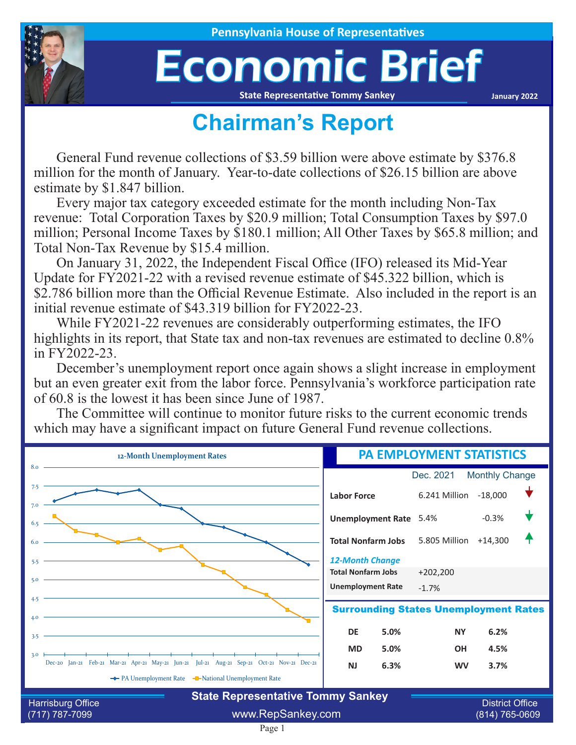Pennsylvania House of Representatives

# Economic Brief

State Representative Tommy Sankey

January 2022

## Chairman's Report

General Fund revenue collections of \$3.59 billion were above estimate by \$376.8 million for the month of January. Year-to-date collections of \$26.15 billion are above estimate by \$1.847 billion.

Every major tax category exceeded estimate for the month including Non-Tax revenue: Total Corporation Taxes by \$20.9 million; Total Consumption Taxes by \$97.0 million; Personal Income Taxes by \$180.1 million; All Other Taxes by \$65.8 million; and Total Non-Tax Revenue by \$15.4 million.

On January 31, 2022, the Independent Fiscal Office (IFO) released its Mid-Year Update for FY2021-22 with a revised revenue estimate of \$45.322 billion, which is \$2.786 billion more than the Official Revenue Estimate. Also included in the report is an initial revenue estimate of \$43.319 billion for FY2022-23.

While FY2021-22 revenues are considerably outperforming estimates, the IFO highlights in its report, that State tax and non-tax revenues are estimated to decline 0.8% in FY2022-23.

December's unemployment report once again shows a slight increase in employment but an even greater exit from the labor force. Pennsylvania's workforce participation rate of 60.8 is the lowest it has been since June of 1987.

The Committee will continue to monitor future risks to the current economic trends which may have a significant impact on future General Fund revenue collections.

### 12-Month Unemployment Rates

| Month | PA Unemployment Rate | National Unemployment Rate |
|---|---|---|
| Dec-20 | 7.1 | 6.7 |
| Jan-21 | 7.3 | 6.3 |
| Feb-21 | 7.4 | 6.2 |
| Mar-21 | 7.3 | 6.0 |
| Apr-21 | 7.4 | 6.1 |
| May-21 | 7.0 | 5.8 |
| Jun-21 | 6.9 | 5.9 |
| Jul-21 | 6.5 | 5.4 |
| Aug-21 | 6.4 | 5.2 |
| Sep-21 | 6.2 | 4.8 |
| Oct-21 | 6.0 | 4.6 |
| Nov-21 | 5.7 | 4.2 |
| Dec-21 | 5.4 | 3.9 |

### PA EMPLOYMENT STATISTICS

| | Dec. 2021 | Monthly Change |
|---|---|---|
| **Labor Force** | 6.241 Million | -18,000 |
| **Unemployment Rate** | 5.4% | -0.3% |
| **Total Nonfarm Jobs** | 5.805 Million | +14,300 |

*12-Month Change*

| | |
|---|---|
| **Total Nonfarm Jobs** | +202,200 |
| **Unemployment Rate** | -1.7% |

### Surrounding States Unemployment Rates

| State | Rate | State | Rate |
|---|---|---|---|
| DE | 5.0% | NY | 6.2% |
| MD | 5.0% | OH | 4.5% |
| NJ | 6.3% | WV | 3.7% |

State Representative Tommy Sankey

Harrisburg Office (717) 787-7099 | www.RepSankey.com | District Office (814) 765-0609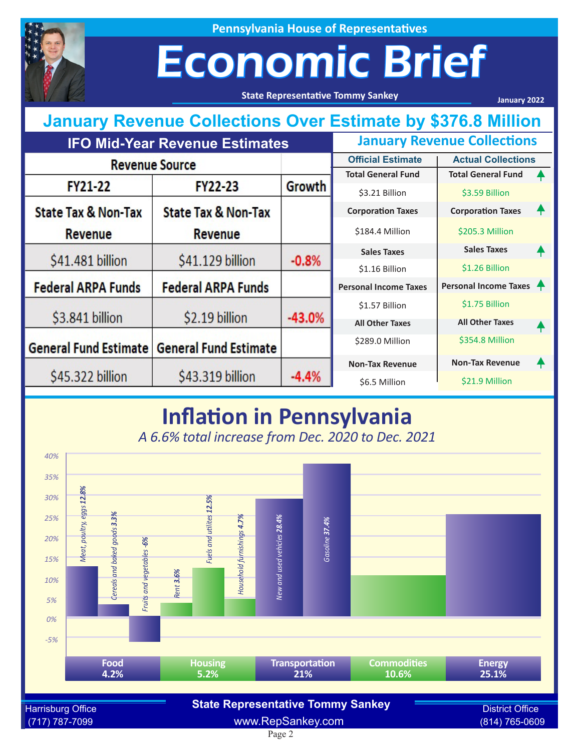Pennsylvania House of Representatives

# Economic Brief

State Representative Tommy Sankey

January 2022

## January Revenue Collections Over Estimate by $376.8 Million

### IFO Mid-Year Revenue Estimates

| Revenue Source | | |
|---|---|---|
| FY21-22 | FY22-23 | Growth |
| State Tax & Non-Tax Revenue | State Tax & Non-Tax Revenue | |
| $41.481 billion | $41.129 billion | -0.8% |
| Federal ARPA Funds | Federal ARPA Funds | |
| $3.841 billion | $2.19 billion | -43.0% |
| General Fund Estimate | General Fund Estimate | |
| $45.322 billion | $43.319 billion | -4.4% |

### January Revenue Collections

| Official Estimate | Actual Collections |
|---|---|
| Total General Fund | Total General Fund |
| $3.21 Billion | $3.59 Billion |
| Corporation Taxes | Corporation Taxes |
| $184.4 Million | $205.3 Million |
| Sales Taxes | Sales Taxes |
| $1.16 Billion | $1.26 Billion |
| Personal Income Taxes | Personal Income Taxes |
| $1.57 Billion | $1.75 Billion |
| All Other Taxes | All Other Taxes |
| $289.0 Million | $354.8 Million |
| Non-Tax Revenue | Non-Tax Revenue |
| $6.5 Million | $21.9 Million |

## Inflation in Pennsylvania

*A 6.6% total increase from Dec. 2020 to Dec. 2021*

40%
35%
30%
25%
20%
15%
10%
5%
0%
-5%

*Meat, poultry, eggs* **12.8%**
*Cereals and baked goods* **3.3%**
*Fruits and vegetables* **-6%**
*Rent* **3.6%**
*Fuels and utilites* **12.5%**
*Household furnishings* **4.7%**
*New and used vehicles* **28.4%**
*Gasoline* **37.4%**

**Food** 4.2%
**Housing** 5.2%
**Transportation** 21%
**Commodities** 10.6%
**Energy** 25.1%

Harrisburg Office
(717) 787-7099

**State Representative Tommy Sankey**
www.RepSankey.com

District Office
(814) 765-0609